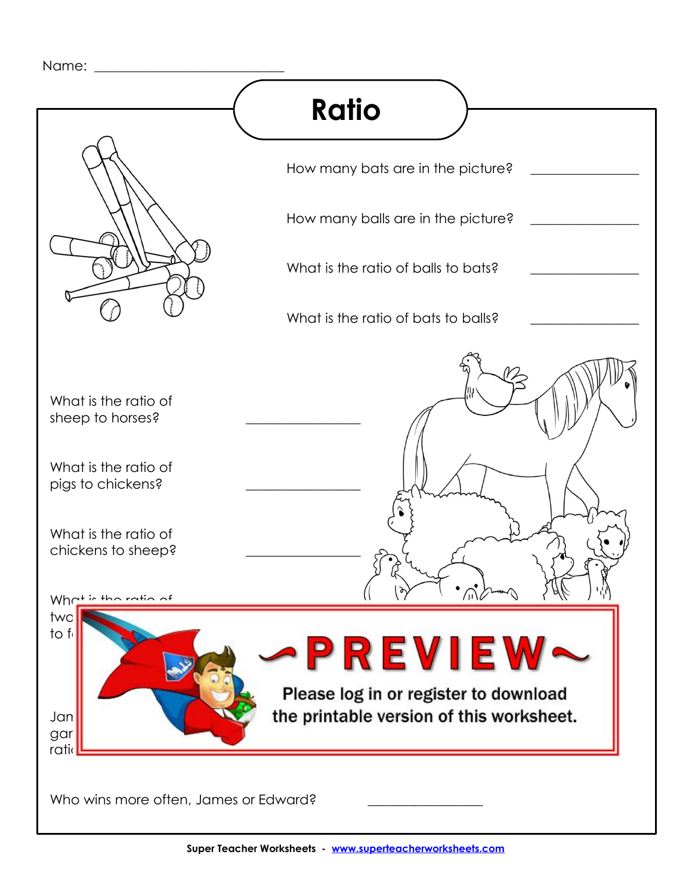Name: ___________________________

# Ratio

How many bats are in the picture? _______________

How many balls are in the picture? _______________

What is the ratio of balls to bats? _______________

What is the ratio of bats to balls? _______________

What is the ratio of sheep to horses? _______________

What is the ratio of pigs to chickens? _______________

What is the ratio of chickens to sheep? _______________

What is the ratio of two ... to f...

Jan... gar... rati...

**PREVIEW**

Please log in or register to download the printable version of this worksheet.

Who wins more often, James or Edward? _______________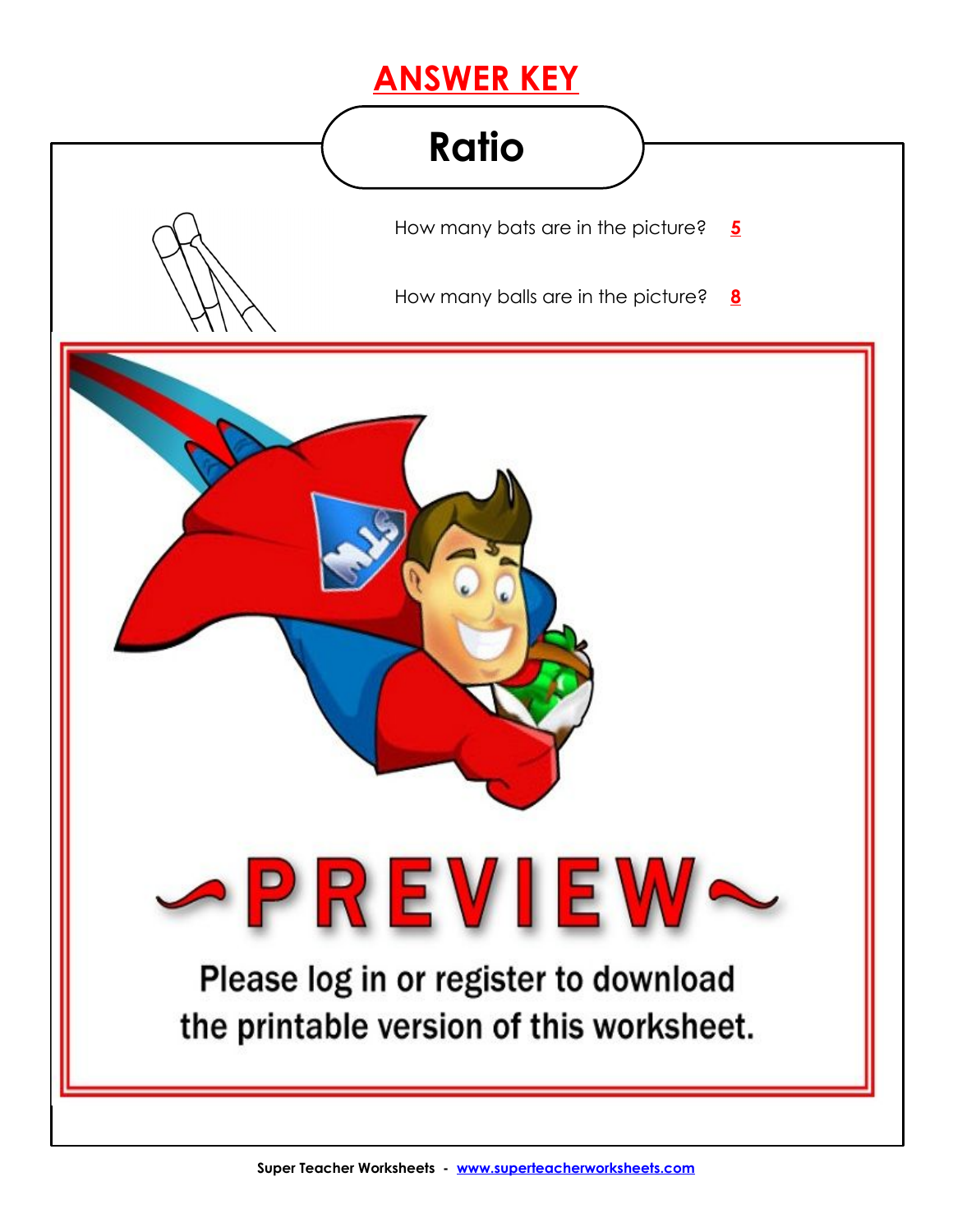# ANSWER KEY

## Ratio

How many bats are in the picture? **5**

How many balls are in the picture? **8**

~PREVIEW~

Please log in or register to download the printable version of this worksheet.

Super Teacher Worksheets - www.superteacherworksheets.com